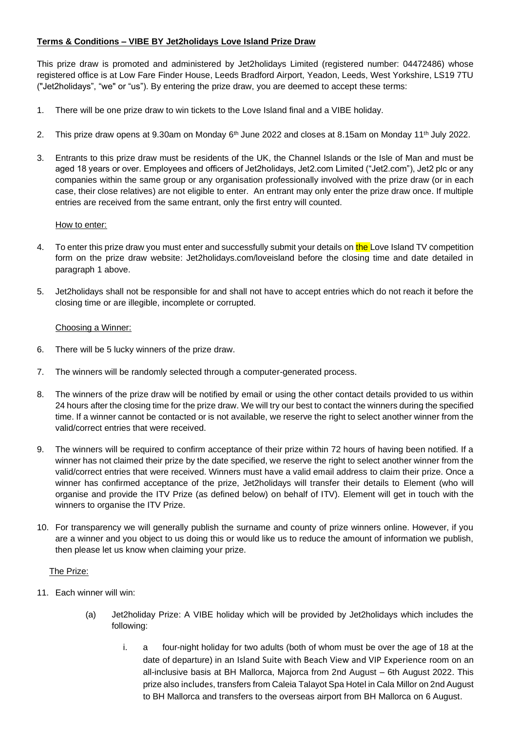**Terms & Conditions – VIBE BY Jet2holidays Love Island Prize Draw**

This prize draw is promoted and administered by Jet2holidays Limited (registered number: 04472486) whose registered office is at Low Fare Finder House, Leeds Bradford Airport, Yeadon, Leeds, West Yorkshire, LS19 7TU ("Jet2holidays", "we" or "us"). By entering the prize draw, you are deemed to accept these terms:

1. There will be one prize draw to win tickets to the Love Island final and a VIBE holiday.

2. This prize draw opens at 9.30am on Monday 6th June 2022 and closes at 8.15am on Monday 11th July 2022.

3. Entrants to this prize draw must be residents of the UK, the Channel Islands or the Isle of Man and must be aged 18 years or over. Employees and officers of Jet2holidays, Jet2.com Limited ("Jet2.com"), Jet2 plc or any companies within the same group or any organisation professionally involved with the prize draw (or in each case, their close relatives) are not eligible to enter. An entrant may only enter the prize draw once. If multiple entries are received from the same entrant, only the first entry will counted.

How to enter:

4. To enter this prize draw you must enter and successfully submit your details on the Love Island TV competition form on the prize draw website: Jet2holidays.com/loveisland before the closing time and date detailed in paragraph 1 above.

5. Jet2holidays shall not be responsible for and shall not have to accept entries which do not reach it before the closing time or are illegible, incomplete or corrupted.

Choosing a Winner:

6. There will be 5 lucky winners of the prize draw.

7. The winners will be randomly selected through a computer-generated process.

8. The winners of the prize draw will be notified by email or using the other contact details provided to us within 24 hours after the closing time for the prize draw. We will try our best to contact the winners during the specified time. If a winner cannot be contacted or is not available, we reserve the right to select another winner from the valid/correct entries that were received.

9. The winners will be required to confirm acceptance of their prize within 72 hours of having been notified. If a winner has not claimed their prize by the date specified, we reserve the right to select another winner from the valid/correct entries that were received. Winners must have a valid email address to claim their prize. Once a winner has confirmed acceptance of the prize, Jet2holidays will transfer their details to Element (who will organise and provide the ITV Prize (as defined below) on behalf of ITV). Element will get in touch with the winners to organise the ITV Prize.

10. For transparency we will generally publish the surname and county of prize winners online. However, if you are a winner and you object to us doing this or would like us to reduce the amount of information we publish, then please let us know when claiming your prize.

The Prize:

11. Each winner will win:

    (a) Jet2holiday Prize: A VIBE holiday which will be provided by Jet2holidays which includes the following:

        i. a four-night holiday for two adults (both of whom must be over the age of 18 at the date of departure) in an Island Suite with Beach View and VIP Experience room on an all-inclusive basis at BH Mallorca, Majorca from 2nd August – 6th August 2022. This prize also includes, transfers from Caleia Talayot Spa Hotel in Cala Millor on 2nd August to BH Mallorca and transfers to the overseas airport from BH Mallorca on 6 August.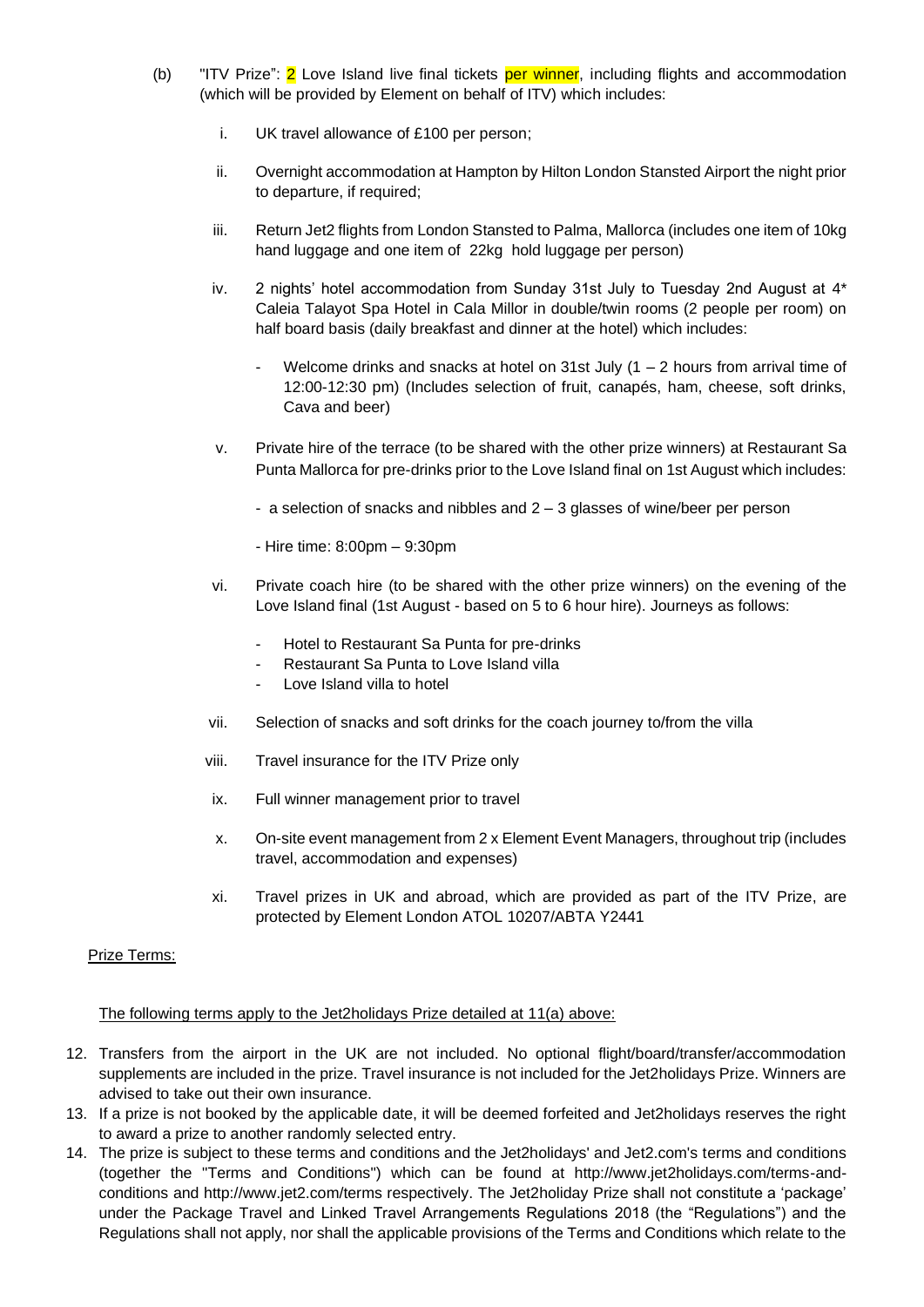(b) "ITV Prize": 2 Love Island live final tickets per winner, including flights and accommodation (which will be provided by Element on behalf of ITV) which includes:

   i. UK travel allowance of £100 per person;

   ii. Overnight accommodation at Hampton by Hilton London Stansted Airport the night prior to departure, if required;

   iii. Return Jet2 flights from London Stansted to Palma, Mallorca (includes one item of 10kg hand luggage and one item of 22kg hold luggage per person)

   iv. 2 nights' hotel accommodation from Sunday 31st July to Tuesday 2nd August at 4* Caleia Talayot Spa Hotel in Cala Millor in double/twin rooms (2 people per room) on half board basis (daily breakfast and dinner at the hotel) which includes:

      - Welcome drinks and snacks at hotel on 31st July (1 – 2 hours from arrival time of 12:00-12:30 pm) (Includes selection of fruit, canapés, ham, cheese, soft drinks, Cava and beer)

   v. Private hire of the terrace (to be shared with the other prize winners) at Restaurant Sa Punta Mallorca for pre-drinks prior to the Love Island final on 1st August which includes:

      - a selection of snacks and nibbles and 2 – 3 glasses of wine/beer per person

      - Hire time: 8:00pm – 9:30pm

   vi. Private coach hire (to be shared with the other prize winners) on the evening of the Love Island final (1st August - based on 5 to 6 hour hire). Journeys as follows:

      - Hotel to Restaurant Sa Punta for pre-drinks
      - Restaurant Sa Punta to Love Island villa
      - Love Island villa to hotel

   vii. Selection of snacks and soft drinks for the coach journey to/from the villa

   viii. Travel insurance for the ITV Prize only

   ix. Full winner management prior to travel

   x. On-site event management from 2 x Element Event Managers, throughout trip (includes travel, accommodation and expenses)

   xi. Travel prizes in UK and abroad, which are provided as part of the ITV Prize, are protected by Element London ATOL 10207/ABTA Y2441

Prize Terms:

The following terms apply to the Jet2holidays Prize detailed at 11(a) above:

12. Transfers from the airport in the UK are not included. No optional flight/board/transfer/accommodation supplements are included in the prize. Travel insurance is not included for the Jet2holidays Prize. Winners are advised to take out their own insurance.
13. If a prize is not booked by the applicable date, it will be deemed forfeited and Jet2holidays reserves the right to award a prize to another randomly selected entry.
14. The prize is subject to these terms and conditions and the Jet2holidays' and Jet2.com's terms and conditions (together the "Terms and Conditions") which can be found at http://www.jet2holidays.com/terms-and-conditions and http://www.jet2.com/terms respectively. The Jet2holiday Prize shall not constitute a 'package' under the Package Travel and Linked Travel Arrangements Regulations 2018 (the "Regulations") and the Regulations shall not apply, nor shall the applicable provisions of the Terms and Conditions which relate to the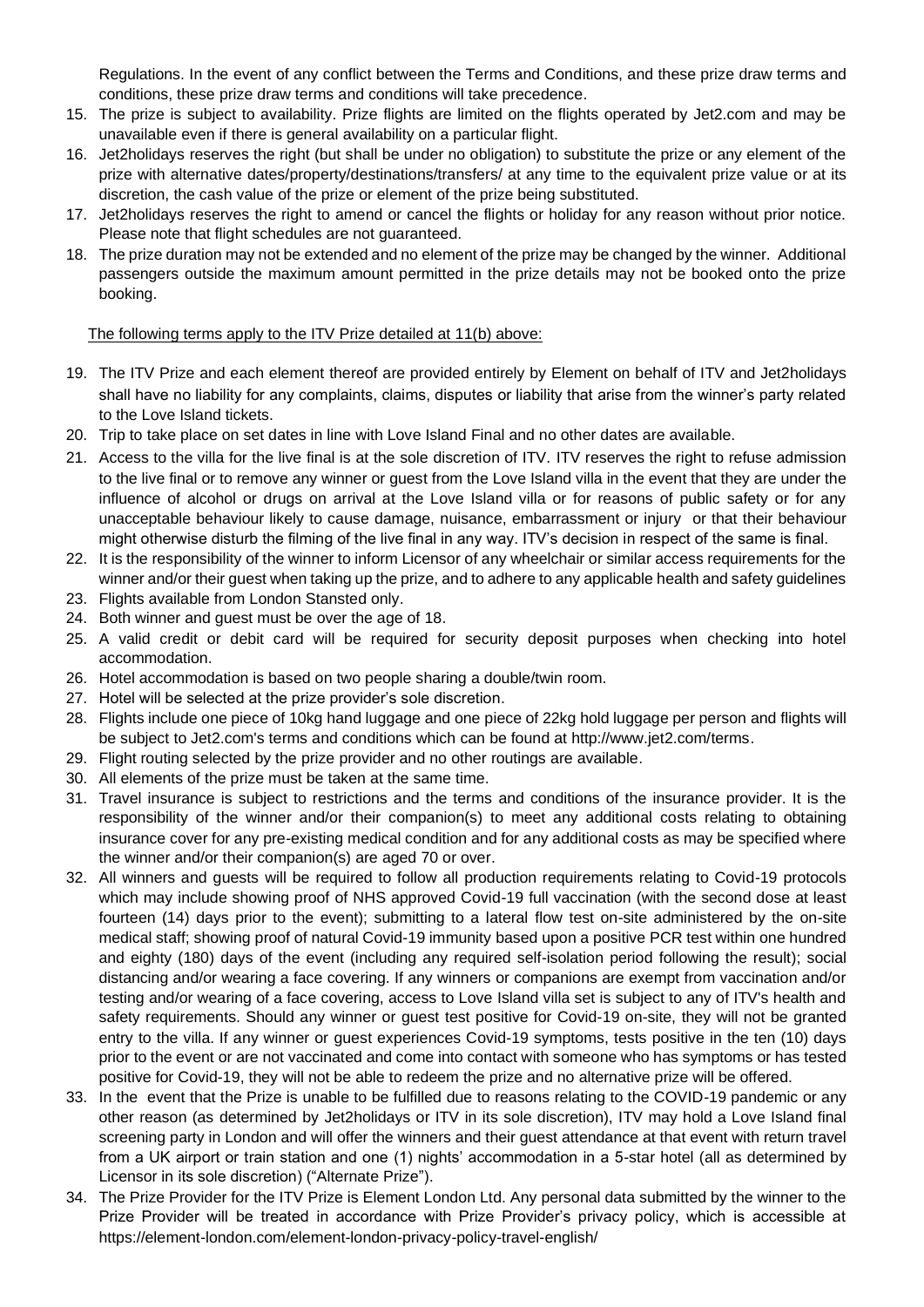Regulations. In the event of any conflict between the Terms and Conditions, and these prize draw terms and conditions, these prize draw terms and conditions will take precedence.

15. The prize is subject to availability. Prize flights are limited on the flights operated by Jet2.com and may be unavailable even if there is general availability on a particular flight.
16. Jet2holidays reserves the right (but shall be under no obligation) to substitute the prize or any element of the prize with alternative dates/property/destinations/transfers/ at any time to the equivalent prize value or at its discretion, the cash value of the prize or element of the prize being substituted.
17. Jet2holidays reserves the right to amend or cancel the flights or holiday for any reason without prior notice. Please note that flight schedules are not guaranteed.
18. The prize duration may not be extended and no element of the prize may be changed by the winner. Additional passengers outside the maximum amount permitted in the prize details may not be booked onto the prize booking.

The following terms apply to the ITV Prize detailed at 11(b) above:

19. The ITV Prize and each element thereof are provided entirely by Element on behalf of ITV and Jet2holidays shall have no liability for any complaints, claims, disputes or liability that arise from the winner's party related to the Love Island tickets.
20. Trip to take place on set dates in line with Love Island Final and no other dates are available.
21. Access to the villa for the live final is at the sole discretion of ITV. ITV reserves the right to refuse admission to the live final or to remove any winner or guest from the Love Island villa in the event that they are under the influence of alcohol or drugs on arrival at the Love Island villa or for reasons of public safety or for any unacceptable behaviour likely to cause damage, nuisance, embarrassment or injury or that their behaviour might otherwise disturb the filming of the live final in any way. ITV's decision in respect of the same is final.
22. It is the responsibility of the winner to inform Licensor of any wheelchair or similar access requirements for the winner and/or their guest when taking up the prize, and to adhere to any applicable health and safety guidelines
23. Flights available from London Stansted only.
24. Both winner and guest must be over the age of 18.
25. A valid credit or debit card will be required for security deposit purposes when checking into hotel accommodation.
26. Hotel accommodation is based on two people sharing a double/twin room.
27. Hotel will be selected at the prize provider's sole discretion.
28. Flights include one piece of 10kg hand luggage and one piece of 22kg hold luggage per person and flights will be subject to Jet2.com's terms and conditions which can be found at http://www.jet2.com/terms.
29. Flight routing selected by the prize provider and no other routings are available.
30. All elements of the prize must be taken at the same time.
31. Travel insurance is subject to restrictions and the terms and conditions of the insurance provider. It is the responsibility of the winner and/or their companion(s) to meet any additional costs relating to obtaining insurance cover for any pre-existing medical condition and for any additional costs as may be specified where the winner and/or their companion(s) are aged 70 or over.
32. All winners and guests will be required to follow all production requirements relating to Covid-19 protocols which may include showing proof of NHS approved Covid-19 full vaccination (with the second dose at least fourteen (14) days prior to the event); submitting to a lateral flow test on-site administered by the on-site medical staff; showing proof of natural Covid-19 immunity based upon a positive PCR test within one hundred and eighty (180) days of the event (including any required self-isolation period following the result); social distancing and/or wearing a face covering. If any winners or companions are exempt from vaccination and/or testing and/or wearing of a face covering, access to Love Island villa set is subject to any of ITV's health and safety requirements. Should any winner or guest test positive for Covid-19 on-site, they will not be granted entry to the villa. If any winner or guest experiences Covid-19 symptoms, tests positive in the ten (10) days prior to the event or are not vaccinated and come into contact with someone who has symptoms or has tested positive for Covid-19, they will not be able to redeem the prize and no alternative prize will be offered.
33. In the event that the Prize is unable to be fulfilled due to reasons relating to the COVID-19 pandemic or any other reason (as determined by Jet2holidays or ITV in its sole discretion), ITV may hold a Love Island final screening party in London and will offer the winners and their guest attendance at that event with return travel from a UK airport or train station and one (1) nights' accommodation in a 5-star hotel (all as determined by Licensor in its sole discretion) ("Alternate Prize").
34. The Prize Provider for the ITV Prize is Element London Ltd. Any personal data submitted by the winner to the Prize Provider will be treated in accordance with Prize Provider's privacy policy, which is accessible at https://element-london.com/element-london-privacy-policy-travel-english/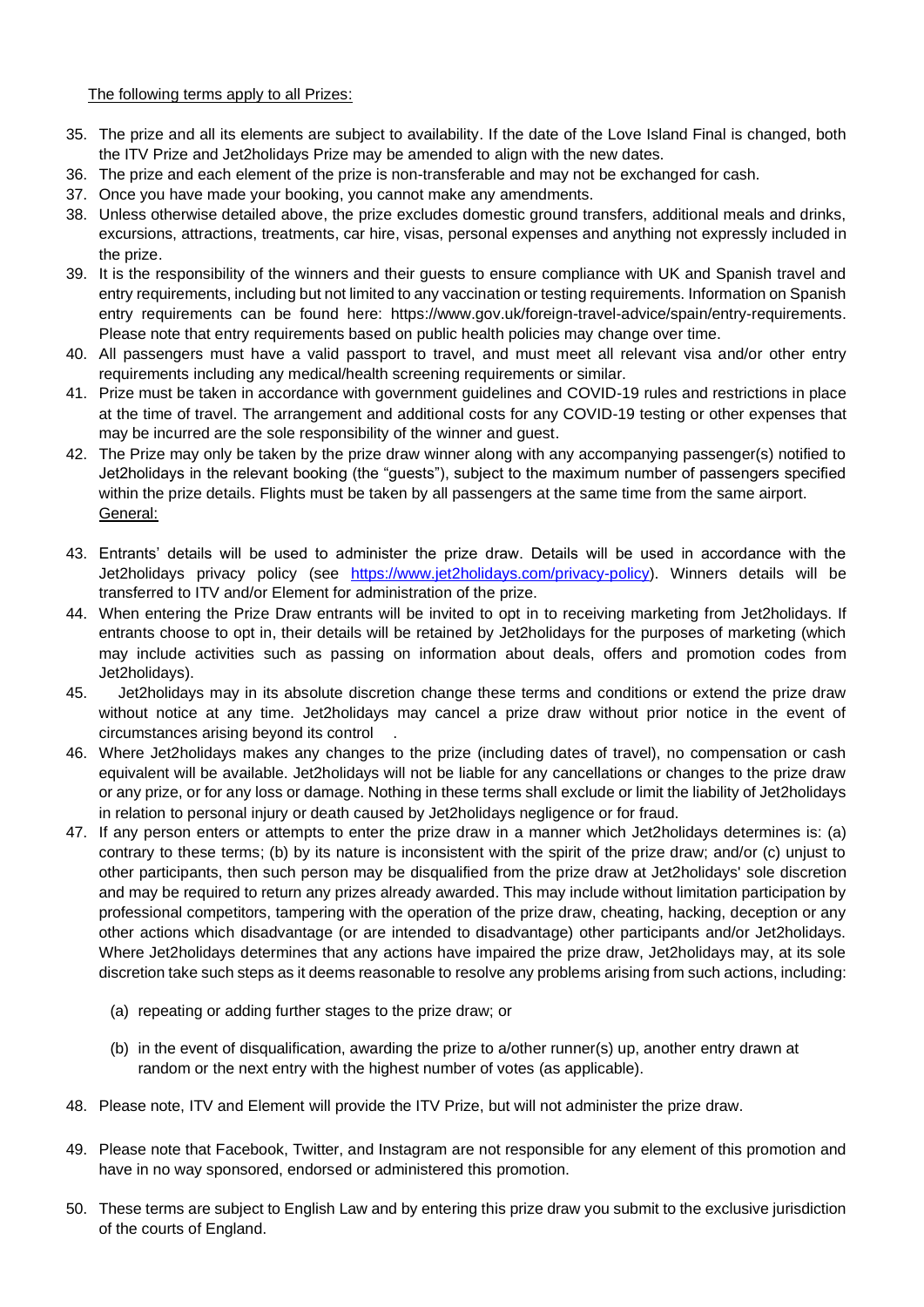The following terms apply to all Prizes:

35. The prize and all its elements are subject to availability. If the date of the Love Island Final is changed, both the ITV Prize and Jet2holidays Prize may be amended to align with the new dates.
36. The prize and each element of the prize is non-transferable and may not be exchanged for cash.
37. Once you have made your booking, you cannot make any amendments.
38. Unless otherwise detailed above, the prize excludes domestic ground transfers, additional meals and drinks, excursions, attractions, treatments, car hire, visas, personal expenses and anything not expressly included in the prize.
39. It is the responsibility of the winners and their guests to ensure compliance with UK and Spanish travel and entry requirements, including but not limited to any vaccination or testing requirements. Information on Spanish entry requirements can be found here: https://www.gov.uk/foreign-travel-advice/spain/entry-requirements. Please note that entry requirements based on public health policies may change over time.
40. All passengers must have a valid passport to travel, and must meet all relevant visa and/or other entry requirements including any medical/health screening requirements or similar.
41. Prize must be taken in accordance with government guidelines and COVID-19 rules and restrictions in place at the time of travel. The arrangement and additional costs for any COVID-19 testing or other expenses that may be incurred are the sole responsibility of the winner and guest.
42. The Prize may only be taken by the prize draw winner along with any accompanying passenger(s) notified to Jet2holidays in the relevant booking (the "guests"), subject to the maximum number of passengers specified within the prize details. Flights must be taken by all passengers at the same time from the same airport.

General:

43. Entrants' details will be used to administer the prize draw. Details will be used in accordance with the Jet2holidays privacy policy (see https://www.jet2holidays.com/privacy-policy). Winners details will be transferred to ITV and/or Element for administration of the prize.
44. When entering the Prize Draw entrants will be invited to opt in to receiving marketing from Jet2holidays. If entrants choose to opt in, their details will be retained by Jet2holidays for the purposes of marketing (which may include activities such as passing on information about deals, offers and promotion codes from Jet2holidays).
45. Jet2holidays may in its absolute discretion change these terms and conditions or extend the prize draw without notice at any time. Jet2holidays may cancel a prize draw without prior notice in the event of circumstances arising beyond its control .
46. Where Jet2holidays makes any changes to the prize (including dates of travel), no compensation or cash equivalent will be available. Jet2holidays will not be liable for any cancellations or changes to the prize draw or any prize, or for any loss or damage. Nothing in these terms shall exclude or limit the liability of Jet2holidays in relation to personal injury or death caused by Jet2holidays negligence or for fraud.
47. If any person enters or attempts to enter the prize draw in a manner which Jet2holidays determines is: (a) contrary to these terms; (b) by its nature is inconsistent with the spirit of the prize draw; and/or (c) unjust to other participants, then such person may be disqualified from the prize draw at Jet2holidays' sole discretion and may be required to return any prizes already awarded. This may include without limitation participation by professional competitors, tampering with the operation of the prize draw, cheating, hacking, deception or any other actions which disadvantage (or are intended to disadvantage) other participants and/or Jet2holidays. Where Jet2holidays determines that any actions have impaired the prize draw, Jet2holidays may, at its sole discretion take such steps as it deems reasonable to resolve any problems arising from such actions, including:

    (a) repeating or adding further stages to the prize draw; or

    (b) in the event of disqualification, awarding the prize to a/other runner(s) up, another entry drawn at random or the next entry with the highest number of votes (as applicable).

48. Please note, ITV and Element will provide the ITV Prize, but will not administer the prize draw.
49. Please note that Facebook, Twitter, and Instagram are not responsible for any element of this promotion and have in no way sponsored, endorsed or administered this promotion.
50. These terms are subject to English Law and by entering this prize draw you submit to the exclusive jurisdiction of the courts of England.